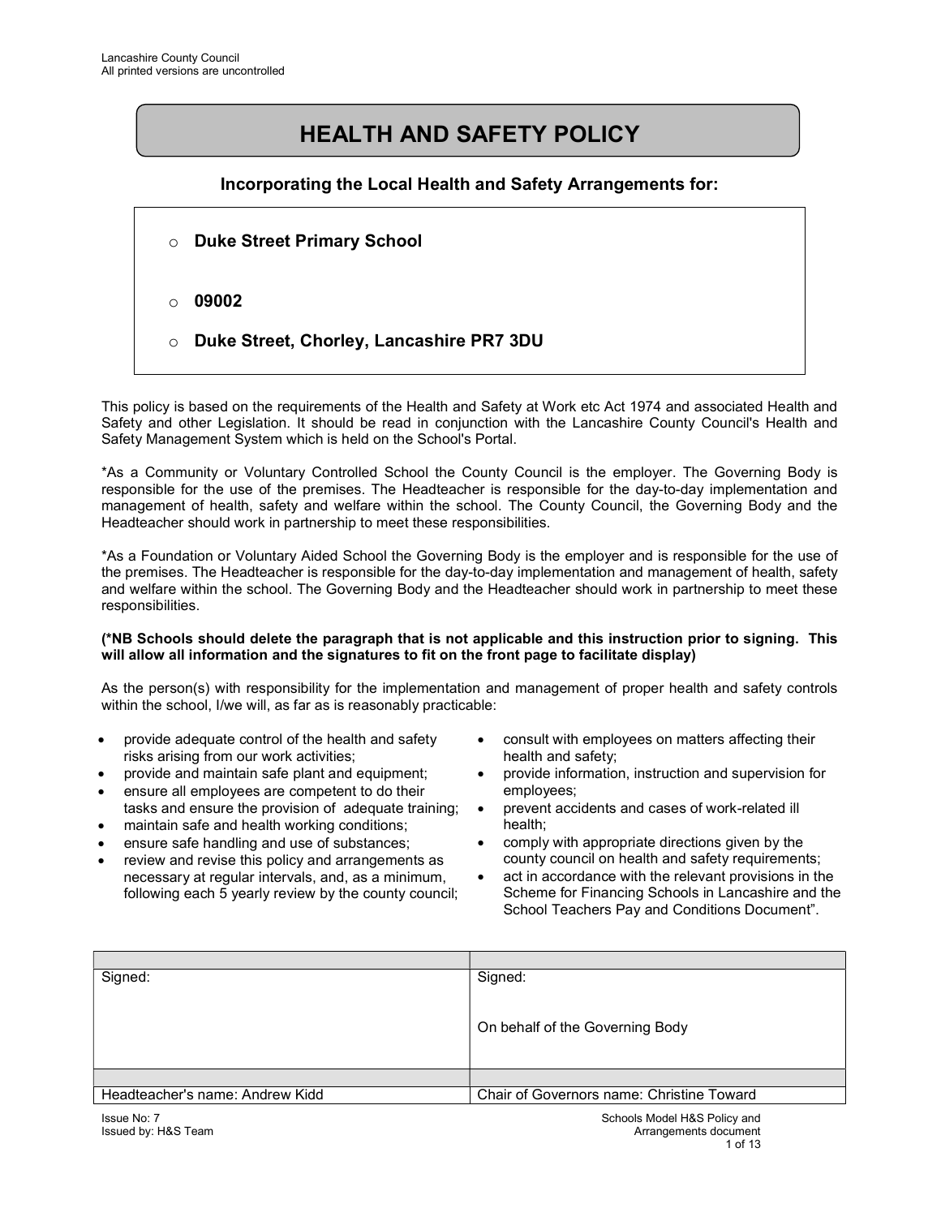# HEALTH AND SAFETY POLICY

### Incorporating the Local Health and Safety Arrangements for:

- **Duke Street Primary School**
- **09002**
- **Duke Street, Chorley, Lancashire PR7 3DU**

This policy is based on the requirements of the Health and Safety at Work etc Act 1974 and associated Health and Safety and other Legislation. It should be read in conjunction with the Lancashire County Council's Health and Safety Management System which is held on the School's Portal.

*As a Community or Voluntary Controlled School the County Council is the employer. The Governing Body is responsible for the use of the premises. The Headteacher is responsible for the day-to-day implementation and management of health, safety and welfare within the school. The County Council, the Governing Body and the Headteacher should work in partnership to meet these responsibilities.

*As a Foundation or Voluntary Aided School the Governing Body is the employer and is responsible for the use of the premises. The Headteacher is responsible for the day-to-day implementation and management of health, safety and welfare within the school. The Governing Body and the Headteacher should work in partnership to meet these responsibilities.

**(*NB Schools should delete the paragraph that is not applicable and this instruction prior to signing. This will allow all information and the signatures to fit on the front page to facilitate display)**

As the person(s) with responsibility for the implementation and management of proper health and safety controls within the school, I/we will, as far as is reasonably practicable:

- provide adequate control of the health and safety risks arising from our work activities;
- provide and maintain safe plant and equipment;
- ensure all employees are competent to do their tasks and ensure the provision of adequate training;
- maintain safe and health working conditions;
- ensure safe handling and use of substances;
- review and revise this policy and arrangements as necessary at regular intervals, and, as a minimum, following each 5 yearly review by the county council;
- consult with employees on matters affecting their health and safety;
- provide information, instruction and supervision for employees;
- prevent accidents and cases of work-related ill health;
- comply with appropriate directions given by the county council on health and safety requirements;
- act in accordance with the relevant provisions in the Scheme for Financing Schools in Lancashire and the School Teachers Pay and Conditions Document".

| | |
|---|---|
| Signed: | Signed:<br><br>On behalf of the Governing Body |
| | |
| Headteacher's name: Andrew Kidd | Chair of Governors name: Christine Toward |

Issue No: 7
Issued by: H&S Team

Schools Model H&S Policy and Arrangements document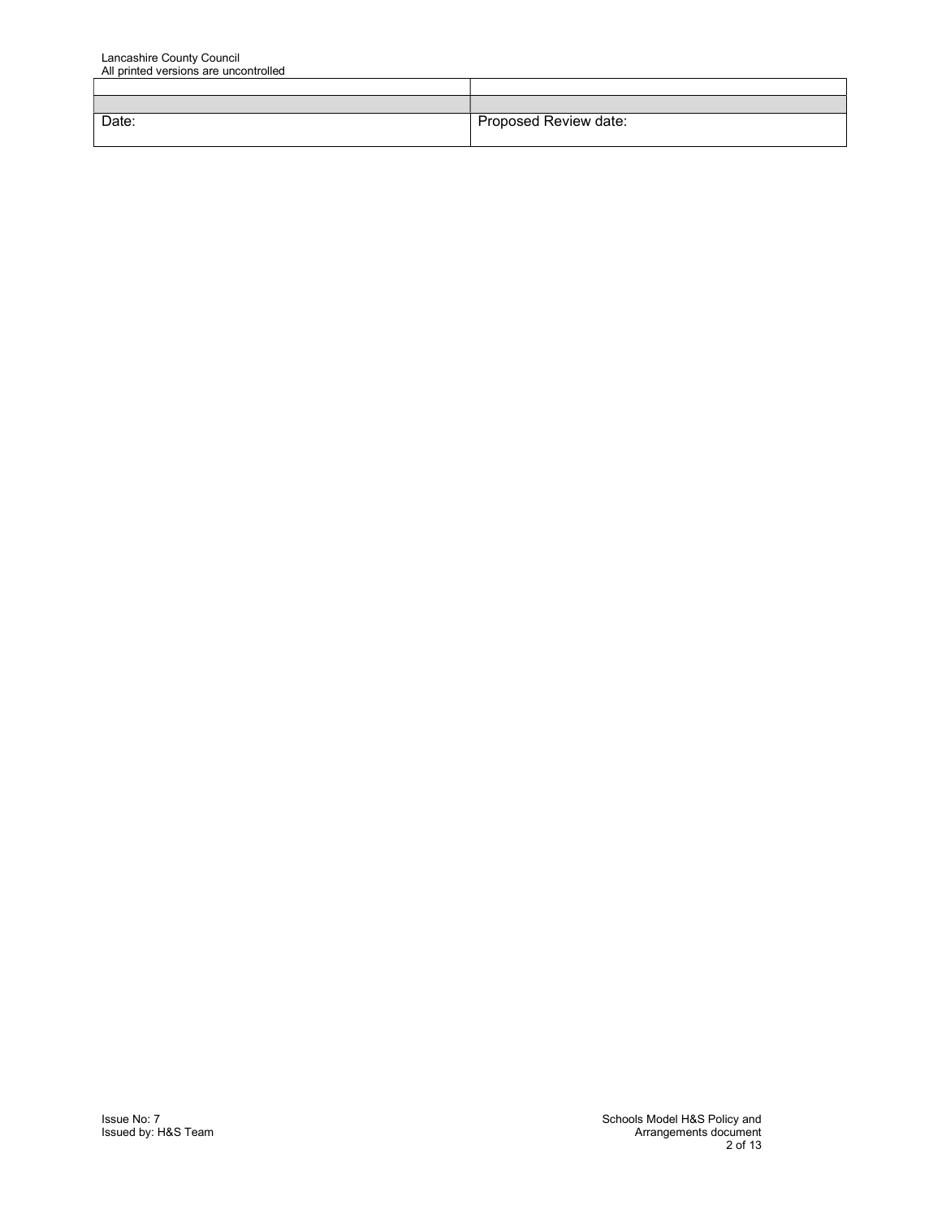| | |
|---|---|
| | |
| Date: | Proposed Review date: |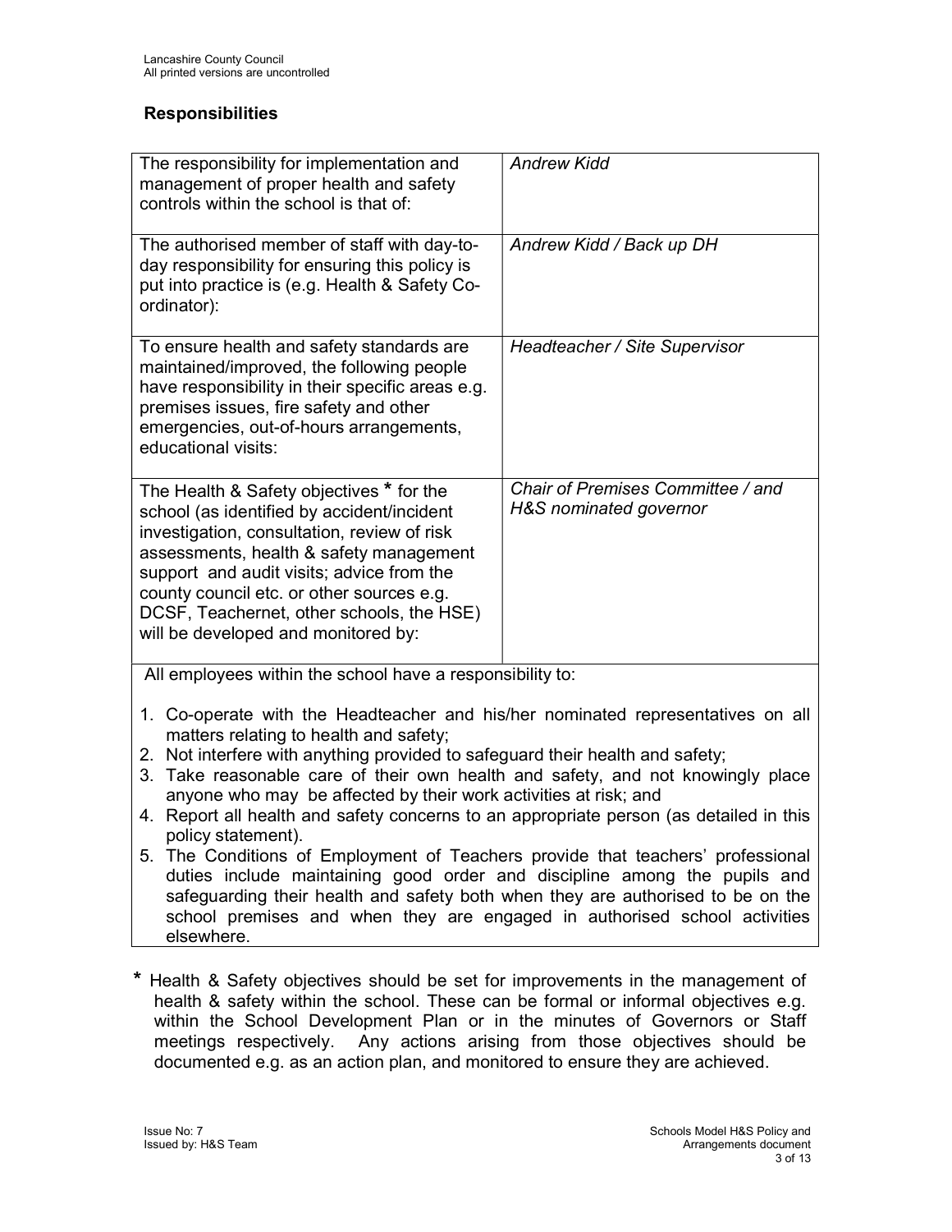## Responsibilities

| | |
|---|---|
| The responsibility for implementation and management of proper health and safety controls within the school is that of: | *Andrew Kidd* |
| The authorised member of staff with day-to-day responsibility for ensuring this policy is put into practice is (e.g. Health & Safety Co-ordinator): | *Andrew Kidd / Back up DH* |
| To ensure health and safety standards are maintained/improved, the following people have responsibility in their specific areas e.g. premises issues, fire safety and other emergencies, out-of-hours arrangements, educational visits: | *Headteacher / Site Supervisor* |
| The Health & Safety objectives * for the school (as identified by accident/incident investigation, consultation, review of risk assessments, health & safety management support and audit visits; advice from the county council etc. or other sources e.g. DCSF, Teachernet, other schools, the HSE) will be developed and monitored by: | *Chair of Premises Committee / and H&S nominated governor* |

All employees within the school have a responsibility to:

1. Co-operate with the Headteacher and his/her nominated representatives on all matters relating to health and safety;
2. Not interfere with anything provided to safeguard their health and safety;
3. Take reasonable care of their own health and safety, and not knowingly place anyone who may be affected by their work activities at risk; and
4. Report all health and safety concerns to an appropriate person (as detailed in this policy statement).
5. The Conditions of Employment of Teachers provide that teachers' professional duties include maintaining good order and discipline among the pupils and safeguarding their health and safety both when they are authorised to be on the school premises and when they are engaged in authorised school activities elsewhere.

* Health & Safety objectives should be set for improvements in the management of health & safety within the school. These can be formal or informal objectives e.g. within the School Development Plan or in the minutes of Governors or Staff meetings respectively. Any actions arising from those objectives should be documented e.g. as an action plan, and monitored to ensure they are achieved.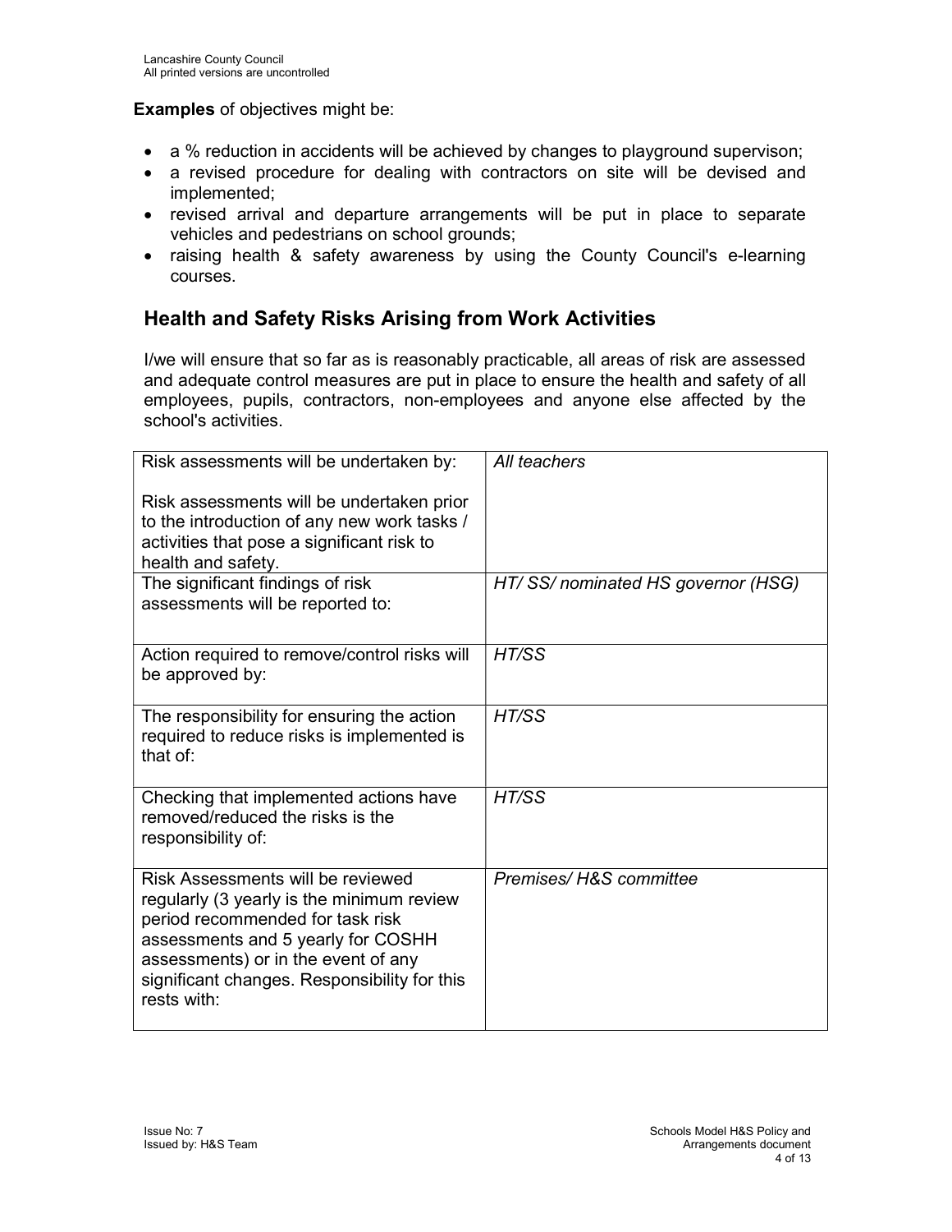**Examples** of objectives might be:

- a % reduction in accidents will be achieved by changes to playground supervison;
- a revised procedure for dealing with contractors on site will be devised and implemented;
- revised arrival and departure arrangements will be put in place to separate vehicles and pedestrians on school grounds;
- raising health & safety awareness by using the County Council's e-learning courses.

## Health and Safety Risks Arising from Work Activities

I/we will ensure that so far as is reasonably practicable, all areas of risk are assessed and adequate control measures are put in place to ensure the health and safety of all employees, pupils, contractors, non-employees and anyone else affected by the school's activities.

| | |
|---|---|
| Risk assessments will be undertaken by:<br><br>Risk assessments will be undertaken prior to the introduction of any new work tasks / activities that pose a significant risk to health and safety. | *All teachers* |
| The significant findings of risk assessments will be reported to: | *HT/ SS/ nominated HS governor (HSG)* |
| Action required to remove/control risks will be approved by: | *HT/SS* |
| The responsibility for ensuring the action required to reduce risks is implemented is that of: | *HT/SS* |
| Checking that implemented actions have removed/reduced the risks is the responsibility of: | *HT/SS* |
| Risk Assessments will be reviewed regularly (3 yearly is the minimum review period recommended for task risk assessments and 5 yearly for COSHH assessments) or in the event of any significant changes. Responsibility for this rests with: | *Premises/ H&S committee* |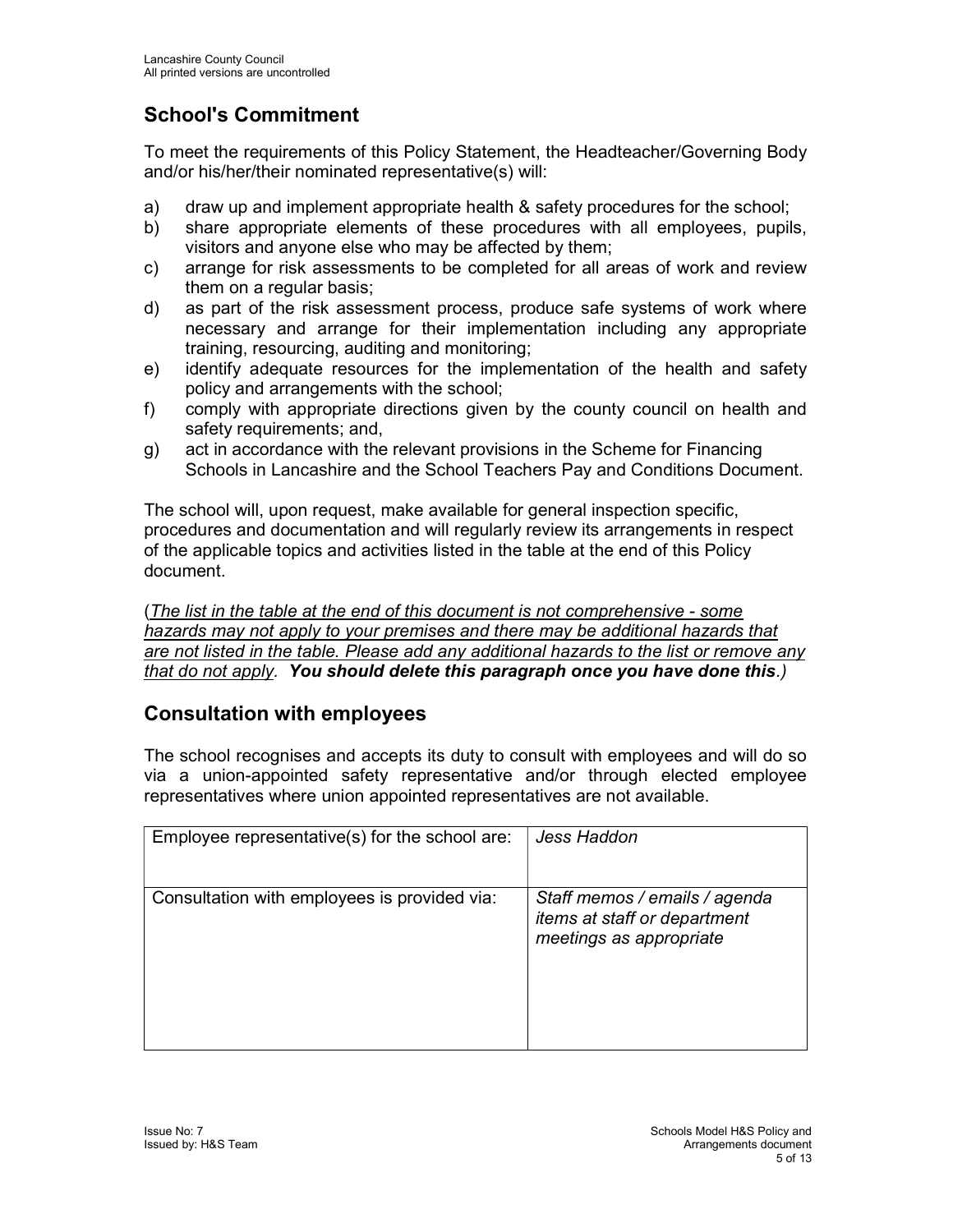## School's Commitment

To meet the requirements of this Policy Statement, the Headteacher/Governing Body and/or his/her/their nominated representative(s) will:

a) draw up and implement appropriate health & safety procedures for the school;
b) share appropriate elements of these procedures with all employees, pupils, visitors and anyone else who may be affected by them;
c) arrange for risk assessments to be completed for all areas of work and review them on a regular basis;
d) as part of the risk assessment process, produce safe systems of work where necessary and arrange for their implementation including any appropriate training, resourcing, auditing and monitoring;
e) identify adequate resources for the implementation of the health and safety policy and arrangements with the school;
f) comply with appropriate directions given by the county council on health and safety requirements; and,
g) act in accordance with the relevant provisions in the Scheme for Financing Schools in Lancashire and the School Teachers Pay and Conditions Document.

The school will, upon request, make available for general inspection specific, procedures and documentation and will regularly review its arrangements in respect of the applicable topics and activities listed in the table at the end of this Policy document.

(*The list in the table at the end of this document is not comprehensive - some hazards may not apply to your premises and there may be additional hazards that are not listed in the table. Please add any additional hazards to the list or remove any that do not apply.* ***You should delete this paragraph once you have done this****.)*

## Consultation with employees

The school recognises and accepts its duty to consult with employees and will do so via a union-appointed safety representative and/or through elected employee representatives where union appointed representatives are not available.

| | |
|---|---|
| Employee representative(s) for the school are: | *Jess Haddon* |
| Consultation with employees is provided via: | *Staff memos / emails / agenda items at staff or department meetings as appropriate* |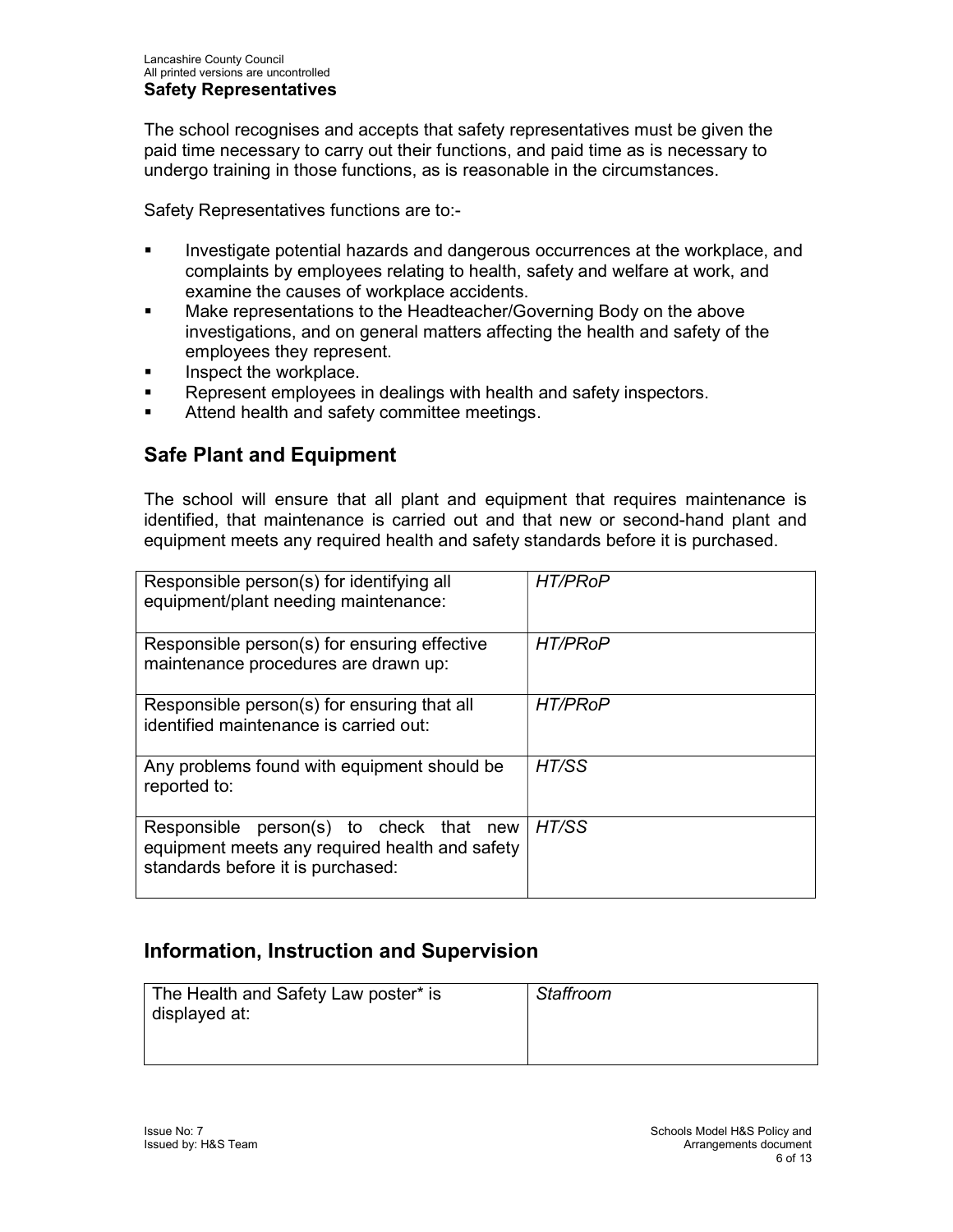## Safety Representatives

The school recognises and accepts that safety representatives must be given the paid time necessary to carry out their functions, and paid time as is necessary to undergo training in those functions, as is reasonable in the circumstances.

Safety Representatives functions are to:-

- Investigate potential hazards and dangerous occurrences at the workplace, and complaints by employees relating to health, safety and welfare at work, and examine the causes of workplace accidents.
- Make representations to the Headteacher/Governing Body on the above investigations, and on general matters affecting the health and safety of the employees they represent.
- Inspect the workplace.
- Represent employees in dealings with health and safety inspectors.
- Attend health and safety committee meetings.

## Safe Plant and Equipment

The school will ensure that all plant and equipment that requires maintenance is identified, that maintenance is carried out and that new or second-hand plant and equipment meets any required health and safety standards before it is purchased.

| | |
|---|---|
| Responsible person(s) for identifying all equipment/plant needing maintenance: | *HT/PRoP* |
| Responsible person(s) for ensuring effective maintenance procedures are drawn up: | *HT/PRoP* |
| Responsible person(s) for ensuring that all identified maintenance is carried out: | *HT/PRoP* |
| Any problems found with equipment should be reported to: | *HT/SS* |
| Responsible person(s) to check that new equipment meets any required health and safety standards before it is purchased: | *HT/SS* |

## Information, Instruction and Supervision

| | |
|---|---|
| The Health and Safety Law poster* is displayed at: | *Staffroom* |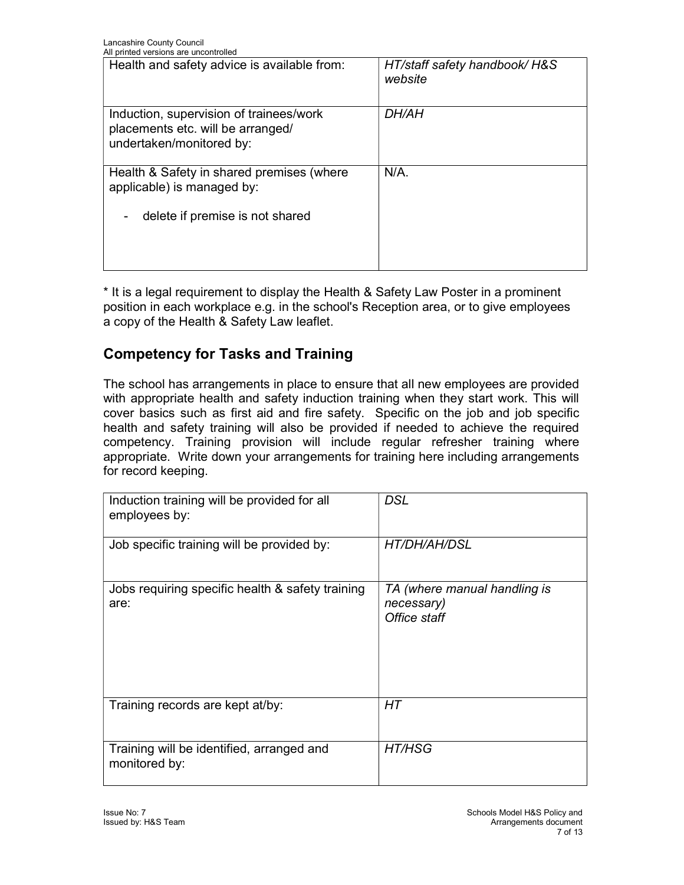| | |
|---|---|
| Health and safety advice is available from: | *HT/staff safety handbook/ H&S website* |
| Induction, supervision of trainees/work placements etc. will be arranged/ undertaken/monitored by: | *DH/AH* |
| Health & Safety in shared premises (where applicable) is managed by:<br><br>- delete if premise is not shared | N/A. |

\* It is a legal requirement to display the Health & Safety Law Poster in a prominent position in each workplace e.g. in the school's Reception area, or to give employees a copy of the Health & Safety Law leaflet.

## Competency for Tasks and Training

The school has arrangements in place to ensure that all new employees are provided with appropriate health and safety induction training when they start work. This will cover basics such as first aid and fire safety. Specific on the job and job specific health and safety training will also be provided if needed to achieve the required competency. Training provision will include regular refresher training where appropriate. Write down your arrangements for training here including arrangements for record keeping.

| | |
|---|---|
| Induction training will be provided for all employees by: | *DSL* |
| Job specific training will be provided by: | *HT/DH/AH/DSL* |
| Jobs requiring specific health & safety training are: | *TA (where manual handling is necessary)*<br>*Office staff* |
| Training records are kept at/by: | *HT* |
| Training will be identified, arranged and monitored by: | *HT/HSG* |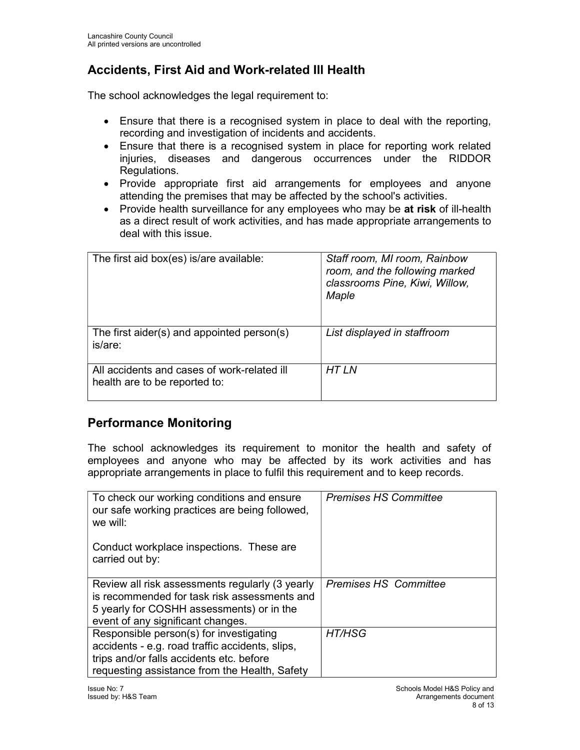## Accidents, First Aid and Work-related Ill Health

The school acknowledges the legal requirement to:

- Ensure that there is a recognised system in place to deal with the reporting, recording and investigation of incidents and accidents.
- Ensure that there is a recognised system in place for reporting work related injuries, diseases and dangerous occurrences under the RIDDOR Regulations.
- Provide appropriate first aid arrangements for employees and anyone attending the premises that may be affected by the school's activities.
- Provide health surveillance for any employees who may be **at risk** of ill-health as a direct result of work activities, and has made appropriate arrangements to deal with this issue.

| | |
|---|---|
| The first aid box(es) is/are available: | *Staff room, MI room, Rainbow room, and the following marked classrooms Pine, Kiwi, Willow, Maple* |
| The first aider(s) and appointed person(s) is/are: | *List displayed in staffroom* |
| All accidents and cases of work-related ill health are to be reported to: | *HT LN* |

## Performance Monitoring

The school acknowledges its requirement to monitor the health and safety of employees and anyone who may be affected by its work activities and has appropriate arrangements in place to fulfil this requirement and to keep records.

| | |
|---|---|
| To check our working conditions and ensure our safe working practices are being followed, we will:<br><br>Conduct workplace inspections. These are carried out by: | *Premises HS Committee* |
| Review all risk assessments regularly (3 yearly is recommended for task risk assessments and 5 yearly for COSHH assessments) or in the event of any significant changes. | *Premises HS Committee* |
| Responsible person(s) for investigating accidents - e.g. road traffic accidents, slips, trips and/or falls accidents etc. before requesting assistance from the Health, Safety | *HT/HSG* |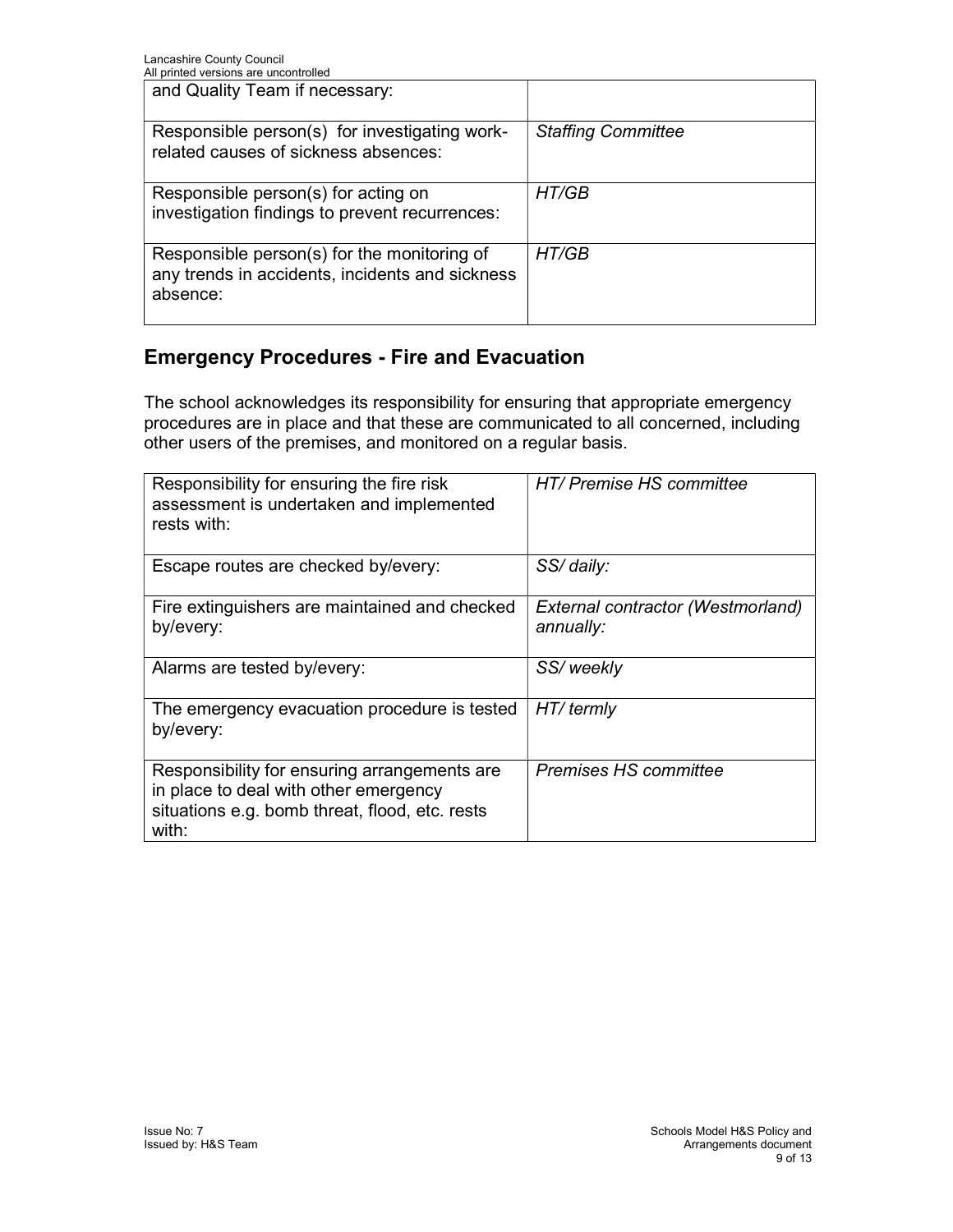| | |
|---|---|
| and Quality Team if necessary: | |
| Responsible person(s) for investigating work-related causes of sickness absences: | *Staffing Committee* |
| Responsible person(s) for acting on investigation findings to prevent recurrences: | *HT/GB* |
| Responsible person(s) for the monitoring of any trends in accidents, incidents and sickness absence: | *HT/GB* |

## Emergency Procedures - Fire and Evacuation

The school acknowledges its responsibility for ensuring that appropriate emergency procedures are in place and that these are communicated to all concerned, including other users of the premises, and monitored on a regular basis.

| | |
|---|---|
| Responsibility for ensuring the fire risk assessment is undertaken and implemented rests with: | *HT/ Premise HS committee* |
| Escape routes are checked by/every: | *SS/ daily:* |
| Fire extinguishers are maintained and checked by/every: | *External contractor (Westmorland) annually:* |
| Alarms are tested by/every: | *SS/ weekly* |
| The emergency evacuation procedure is tested by/every: | *HT/ termly* |
| Responsibility for ensuring arrangements are in place to deal with other emergency situations e.g. bomb threat, flood, etc. rests with: | *Premises HS committee* |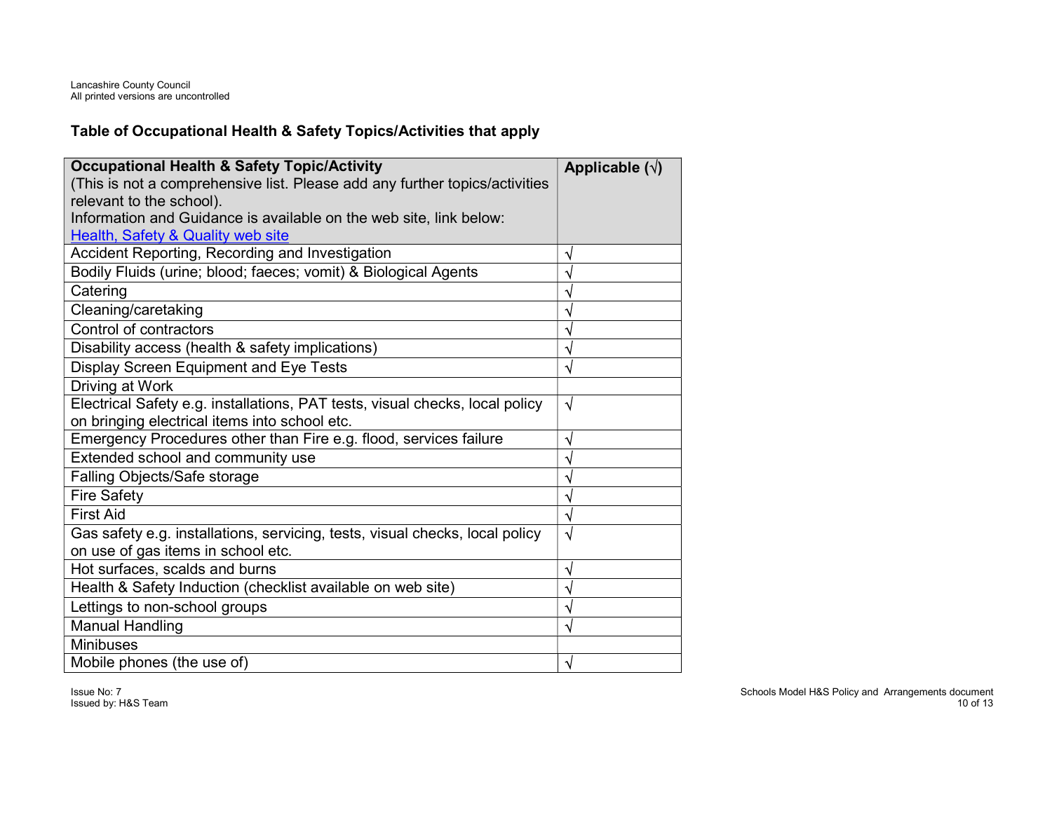## Table of Occupational Health & Safety Topics/Activities that apply

| **Occupational Health & Safety Topic/Activity**<br>(This is not a comprehensive list. Please add any further topics/activities relevant to the school).<br>Information and Guidance is available on the web site, link below:<br>[Health, Safety & Quality web site]() | **Applicable (√)** |
|---|---|
| Accident Reporting, Recording and Investigation | √ |
| Bodily Fluids (urine; blood; faeces; vomit) & Biological Agents | √ |
| Catering | √ |
| Cleaning/caretaking | √ |
| Control of contractors | √ |
| Disability access (health & safety implications) | √ |
| Display Screen Equipment and Eye Tests | √ |
| Driving at Work | |
| Electrical Safety e.g. installations, PAT tests, visual checks, local policy on bringing electrical items into school etc. | √ |
| Emergency Procedures other than Fire e.g. flood, services failure | √ |
| Extended school and community use | √ |
| Falling Objects/Safe storage | √ |
| Fire Safety | √ |
| First Aid | √ |
| Gas safety e.g. installations, servicing, tests, visual checks, local policy on use of gas items in school etc. | √ |
| Hot surfaces, scalds and burns | √ |
| Health & Safety Induction (checklist available on web site) | √ |
| Lettings to non-school groups | √ |
| Manual Handling | √ |
| Minibuses | |
| Mobile phones (the use of) | √ |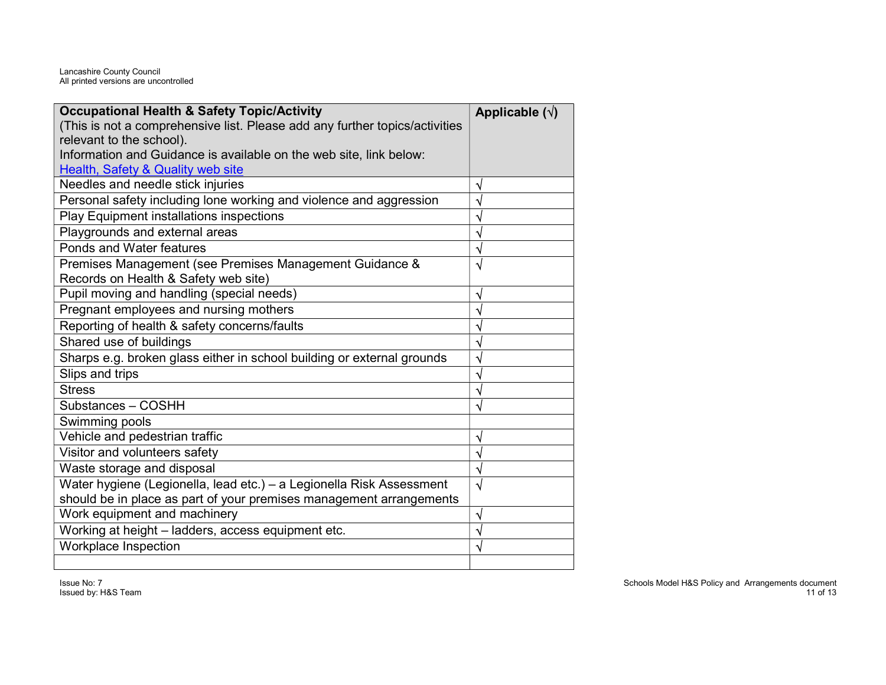| **Occupational Health & Safety Topic/Activity** (This is not a comprehensive list. Please add any further topics/activities relevant to the school). Information and Guidance is available on the web site, link below: [Health, Safety & Quality web site]() | **Applicable (√)** |
|---|---|
| Needles and needle stick injuries | √ |
| Personal safety including lone working and violence and aggression | √ |
| Play Equipment installations inspections | √ |
| Playgrounds and external areas | √ |
| Ponds and Water features | √ |
| Premises Management (see Premises Management Guidance & Records on Health & Safety web site) | √ |
| Pupil moving and handling (special needs) | √ |
| Pregnant employees and nursing mothers | √ |
| Reporting of health & safety concerns/faults | √ |
| Shared use of buildings | √ |
| Sharps e.g. broken glass either in school building or external grounds | √ |
| Slips and trips | √ |
| Stress | √ |
| Substances – COSHH | √ |
| Swimming pools | |
| Vehicle and pedestrian traffic | √ |
| Visitor and volunteers safety | √ |
| Waste storage and disposal | √ |
| Water hygiene (Legionella, lead etc.) – a Legionella Risk Assessment should be in place as part of your premises management arrangements | √ |
| Work equipment and machinery | √ |
| Working at height – ladders, access equipment etc. | √ |
| Workplace Inspection | √ |
| | |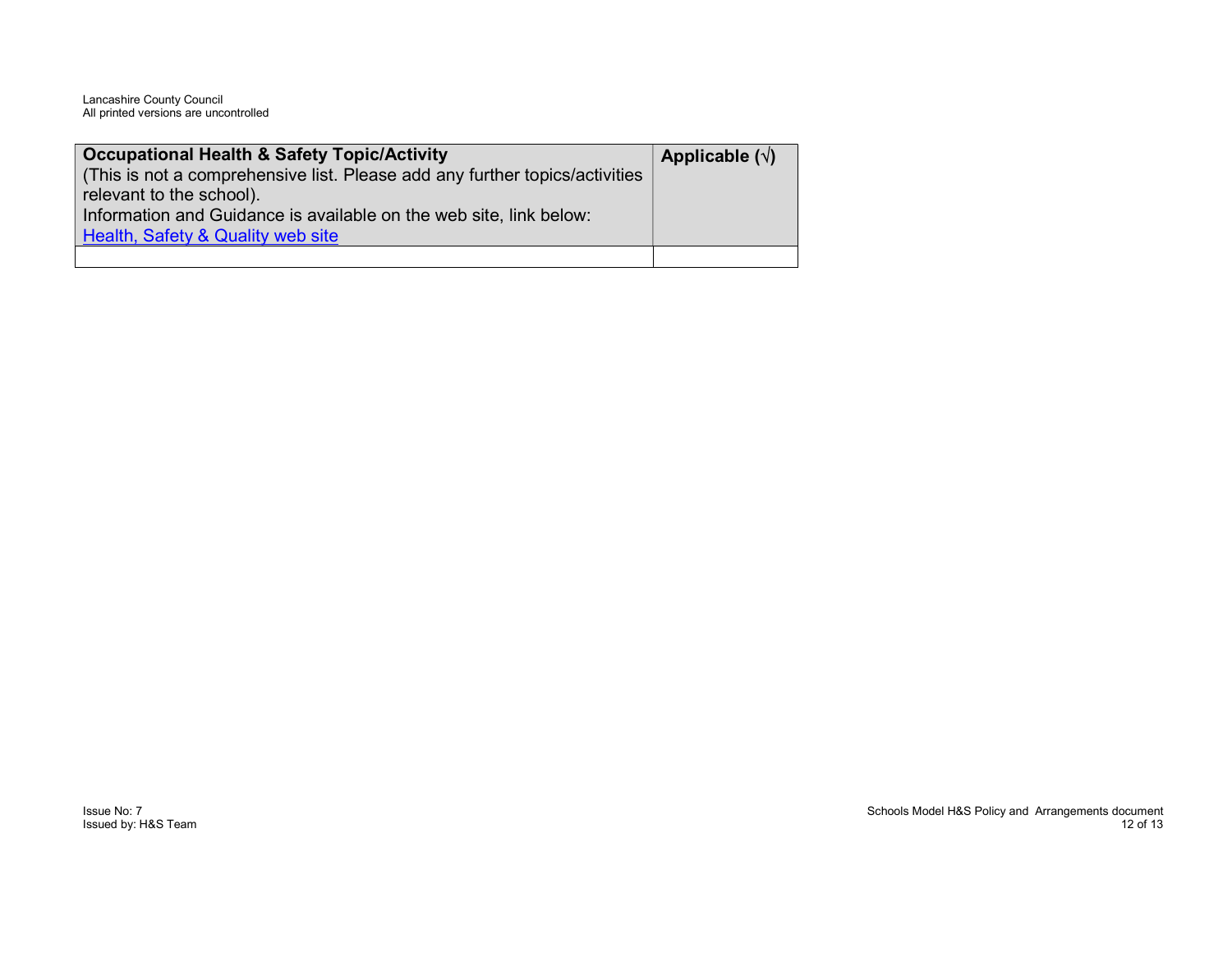| **Occupational Health & Safety Topic/Activity**<br>(This is not a comprehensive list. Please add any further topics/activities relevant to the school).<br>Information and Guidance is available on the web site, link below:<br>Health, Safety & Quality web site | **Applicable (√)** |
|---|---|
| | |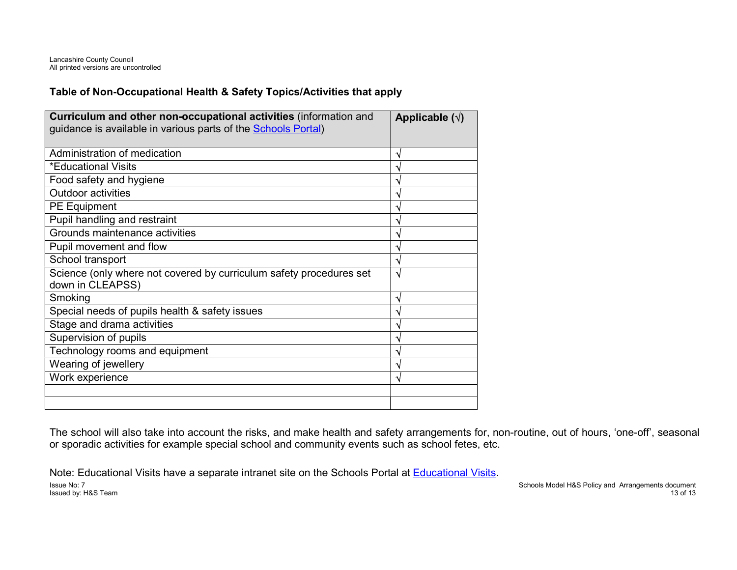## Table of Non-Occupational Health & Safety Topics/Activities that apply

| **Curriculum and other non-occupational activities** (information and guidance is available in various parts of the Schools Portal) | **Applicable (√)** |
|---|---|
| Administration of medication | √ |
| *Educational Visits | √ |
| Food safety and hygiene | √ |
| Outdoor activities | √ |
| PE Equipment | √ |
| Pupil handling and restraint | √ |
| Grounds maintenance activities | √ |
| Pupil movement and flow | √ |
| School transport | √ |
| Science (only where not covered by curriculum safety procedures set down in CLEAPSS) | √ |
| Smoking | √ |
| Special needs of pupils health & safety issues | √ |
| Stage and drama activities | √ |
| Supervision of pupils | √ |
| Technology rooms and equipment | √ |
| Wearing of jewellery | √ |
| Work experience | √ |
| | |
| | |

The school will also take into account the risks, and make health and safety arrangements for, non-routine, out of hours, 'one-off', seasonal or sporadic activities for example special school and community events such as school fetes, etc.

Note: Educational Visits have a separate intranet site on the Schools Portal at Educational Visits.